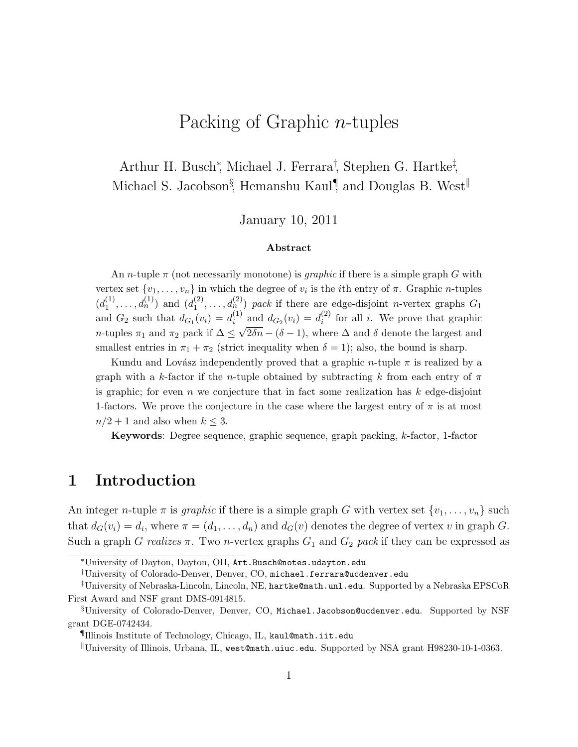# Packing of Graphic $n$-tuples

Arthur H. Busch[*], Michael J. Ferrara[†], Stephen G. Hartke[‡], Michael S. Jacobson[§], Hemanshu Kaul[¶] and Douglas B. West[‖]

January 10, 2011

**Abstract**

An $n$-tuple $\pi$ (not necessarily monotone) is *graphic* if there is a simple graph $G$ with vertex set $\{v_1, \ldots, v_n\}$ in which the degree of $v_i$ is the $i$th entry of $\pi$. Graphic $n$-tuples $(d_1^{(1)}, \ldots, d_n^{(1)})$ and $(d_1^{(2)}, \ldots, d_n^{(2)})$ *pack* if there are edge-disjoint $n$-vertex graphs $G_1$ and $G_2$ such that $d_{G_1}(v_i) = d_i^{(1)}$ and $d_{G_2}(v_i) = d_i^{(2)}$ for all $i$. We prove that graphic $n$-tuples $\pi_1$ and $\pi_2$ pack if $\Delta \leq \sqrt{2\delta n} - (\delta - 1)$, where $\Delta$ and $\delta$ denote the largest and smallest entries in $\pi_1 + \pi_2$ (strict inequality when $\delta = 1$); also, the bound is sharp.

Kundu and Lovász independently proved that a graphic $n$-tuple $\pi$ is realized by a graph with a $k$-factor if the $n$-tuple obtained by subtracting $k$ from each entry of $\pi$ is graphic; for even $n$ we conjecture that in fact some realization has $k$ edge-disjoint 1-factors. We prove the conjecture in the case where the largest entry of $\pi$ is at most $n/2 + 1$ and also when $k \leq 3$.

**Keywords**: Degree sequence, graphic sequence, graph packing, $k$-factor, 1-factor

## 1 Introduction

An integer $n$-tuple $\pi$ is *graphic* if there is a simple graph $G$ with vertex set $\{v_1, \ldots, v_n\}$ such that $d_G(v_i) = d_i$, where $\pi = (d_1, \ldots, d_n)$ and $d_G(v)$ denotes the degree of vertex $v$ in graph $G$. Such a graph $G$ *realizes* $\pi$. Two $n$-vertex graphs $G_1$ and $G_2$ *pack* if they can be expressed as

---

[*] University of Dayton, Dayton, OH, Art.Busch@notes.udayton.edu

[†] University of Colorado-Denver, Denver, CO, michael.ferrara@ucdenver.edu

[‡] University of Nebraska-Lincoln, Lincoln, NE, hartke@math.unl.edu. Supported by a Nebraska EPSCoR First Award and NSF grant DMS-0914815.

[§] University of Colorado-Denver, Denver, CO, Michael.Jacobson@ucdenver.edu. Supported by NSF grant DGE-0742434.

[¶] Illinois Institute of Technology, Chicago, IL, kaul@math.iit.edu

[‖] University of Illinois, Urbana, IL, west@math.uiuc.edu. Supported by NSA grant H98230-10-1-0363.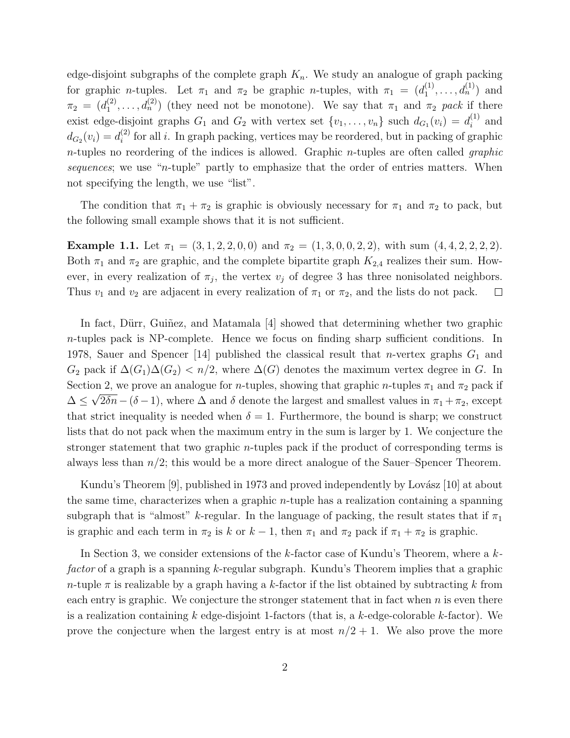edge-disjoint subgraphs of the complete graph $K_n$. We study an analogue of graph packing for graphic $n$-tuples. Let $\pi_1$ and $\pi_2$ be graphic $n$-tuples, with $\pi_1 = (d_1^{(1)}, \dots, d_n^{(1)})$ and $\pi_2 = (d_1^{(2)}, \dots, d_n^{(2)})$ (they need not be monotone). We say that $\pi_1$ and $\pi_2$ *pack* if there exist edge-disjoint graphs $G_1$ and $G_2$ with vertex set $\{v_1, \dots, v_n\}$ such $d_{G_1}(v_i) = d_i^{(1)}$ and $d_{G_2}(v_i) = d_i^{(2)}$ for all $i$. In graph packing, vertices may be reordered, but in packing of graphic $n$-tuples no reordering of the indices is allowed. Graphic $n$-tuples are often called *graphic sequences*; we use "$n$-tuple" partly to emphasize that the order of entries matters. When not specifying the length, we use "list".

The condition that $\pi_1 + \pi_2$ is graphic is obviously necessary for $\pi_1$ and $\pi_2$ to pack, but the following small example shows that it is not sufficient.

**Example 1.1.** Let $\pi_1 = (3, 1, 2, 2, 0, 0)$ and $\pi_2 = (1, 3, 0, 0, 2, 2)$, with sum $(4, 4, 2, 2, 2, 2)$. Both $\pi_1$ and $\pi_2$ are graphic, and the complete bipartite graph $K_{2,4}$ realizes their sum. However, in every realization of $\pi_j$, the vertex $v_j$ of degree 3 has three nonisolated neighbors. Thus $v_1$ and $v_2$ are adjacent in every realization of $\pi_1$ or $\pi_2$, and the lists do not pack. □

In fact, Dürr, Guiñez, and Matamala [4] showed that determining whether two graphic $n$-tuples pack is NP-complete. Hence we focus on finding sharp sufficient conditions. In 1978, Sauer and Spencer [14] published the classical result that $n$-vertex graphs $G_1$ and $G_2$ pack if $\Delta(G_1)\Delta(G_2) < n/2$, where $\Delta(G)$ denotes the maximum vertex degree in $G$. In Section 2, we prove an analogue for $n$-tuples, showing that graphic $n$-tuples $\pi_1$ and $\pi_2$ pack if $\Delta \le \sqrt{2\delta n} - (\delta - 1)$, where $\Delta$ and $\delta$ denote the largest and smallest values in $\pi_1 + \pi_2$, except that strict inequality is needed when $\delta = 1$. Furthermore, the bound is sharp; we construct lists that do not pack when the maximum entry in the sum is larger by 1. We conjecture the stronger statement that two graphic $n$-tuples pack if the product of corresponding terms is always less than $n/2$; this would be a more direct analogue of the Sauer–Spencer Theorem.

Kundu's Theorem [9], published in 1973 and proved independently by Lovász [10] at about the same time, characterizes when a graphic $n$-tuple has a realization containing a spanning subgraph that is "almost" $k$-regular. In the language of packing, the result states that if $\pi_1$ is graphic and each term in $\pi_2$ is $k$ or $k-1$, then $\pi_1$ and $\pi_2$ pack if $\pi_1 + \pi_2$ is graphic.

In Section 3, we consider extensions of the $k$-factor case of Kundu's Theorem, where a $k$-*factor* of a graph is a spanning $k$-regular subgraph. Kundu's Theorem implies that a graphic $n$-tuple $\pi$ is realizable by a graph having a $k$-factor if the list obtained by subtracting $k$ from each entry is graphic. We conjecture the stronger statement that in fact when $n$ is even there is a realization containing $k$ edge-disjoint 1-factors (that is, a $k$-edge-colorable $k$-factor). We prove the conjecture when the largest entry is at most $n/2 + 1$. We also prove the more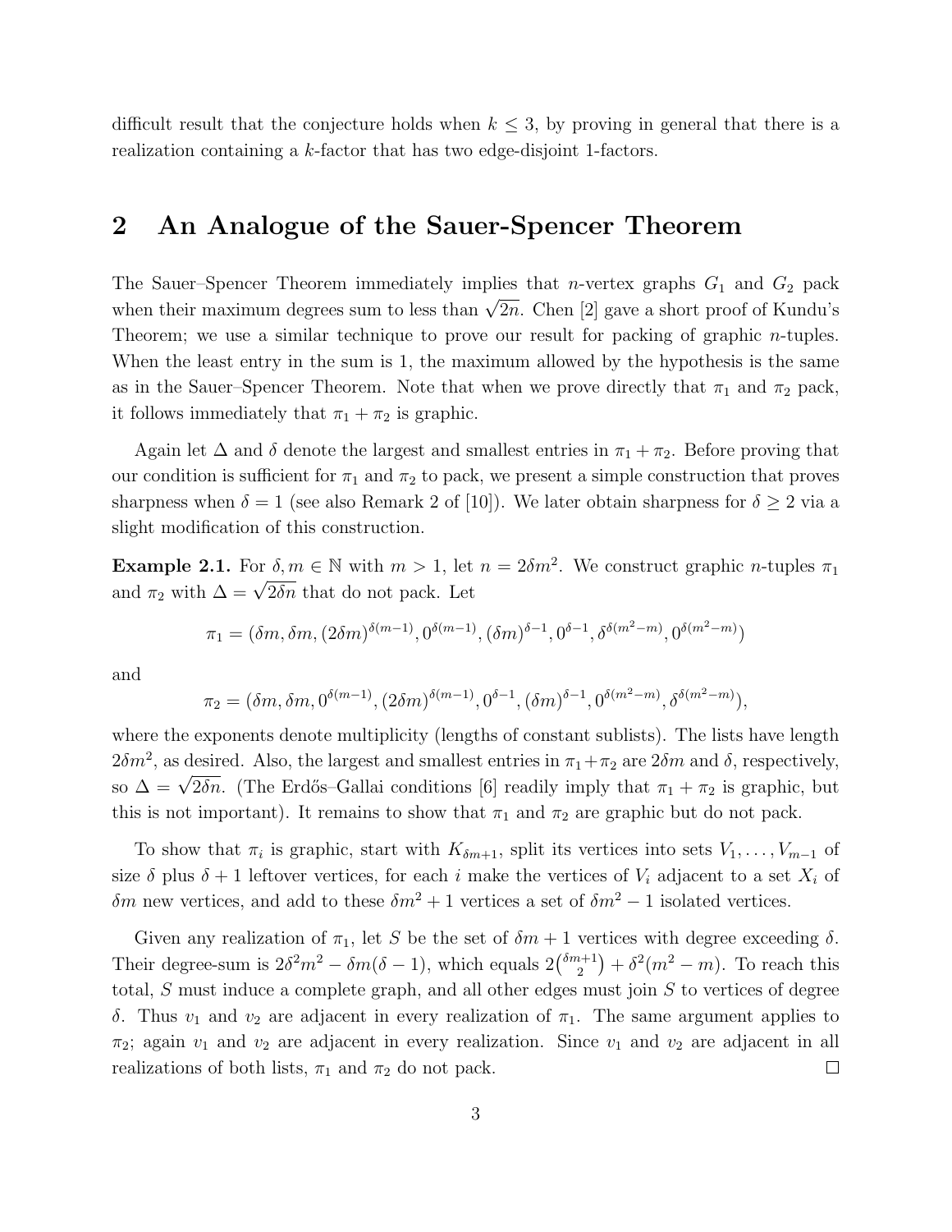difficult result that the conjecture holds when $k \le 3$, by proving in general that there is a realization containing a $k$-factor that has two edge-disjoint 1-factors.

## 2 An Analogue of the Sauer-Spencer Theorem

The Sauer–Spencer Theorem immediately implies that $n$-vertex graphs $G_1$ and $G_2$ pack when their maximum degrees sum to less than $\sqrt{2n}$. Chen [2] gave a short proof of Kundu's Theorem; we use a similar technique to prove our result for packing of graphic $n$-tuples. When the least entry in the sum is 1, the maximum allowed by the hypothesis is the same as in the Sauer–Spencer Theorem. Note that when we prove directly that $\pi_1$ and $\pi_2$ pack, it follows immediately that $\pi_1 + \pi_2$ is graphic.

Again let $\Delta$ and $\delta$ denote the largest and smallest entries in $\pi_1 + \pi_2$. Before proving that our condition is sufficient for $\pi_1$ and $\pi_2$ to pack, we present a simple construction that proves sharpness when $\delta = 1$ (see also Remark 2 of [10]). We later obtain sharpness for $\delta \ge 2$ via a slight modification of this construction.

**Example 2.1.** For $\delta, m \in \mathbb{N}$ with $m > 1$, let $n = 2\delta m^2$. We construct graphic $n$-tuples $\pi_1$ and $\pi_2$ with $\Delta = \sqrt{2\delta n}$ that do not pack. Let

$$\pi_1 = (\delta m, \delta m, (2\delta m)^{\delta(m-1)}, 0^{\delta(m-1)}, (\delta m)^{\delta-1}, 0^{\delta-1}, \delta^{\delta(m^2-m)}, 0^{\delta(m^2-m)})$$

and

$$\pi_2 = (\delta m, \delta m, 0^{\delta(m-1)}, (2\delta m)^{\delta(m-1)}, 0^{\delta-1}, (\delta m)^{\delta-1}, 0^{\delta(m^2-m)}, \delta^{\delta(m^2-m)}),$$

where the exponents denote multiplicity (lengths of constant sublists). The lists have length $2\delta m^2$, as desired. Also, the largest and smallest entries in $\pi_1 + \pi_2$ are $2\delta m$ and $\delta$, respectively, so $\Delta = \sqrt{2\delta n}$. (The Erdős–Gallai conditions [6] readily imply that $\pi_1 + \pi_2$ is graphic, but this is not important). It remains to show that $\pi_1$ and $\pi_2$ are graphic but do not pack.

To show that $\pi_i$ is graphic, start with $K_{\delta m+1}$, split its vertices into sets $V_1, \ldots, V_{m-1}$ of size $\delta$ plus $\delta + 1$ leftover vertices, for each $i$ make the vertices of $V_i$ adjacent to a set $X_i$ of $\delta m$ new vertices, and add to these $\delta m^2 + 1$ vertices a set of $\delta m^2 - 1$ isolated vertices.

Given any realization of $\pi_1$, let $S$ be the set of $\delta m + 1$ vertices with degree exceeding $\delta$. Their degree-sum is $2\delta^2 m^2 - \delta m(\delta - 1)$, which equals $2\binom{\delta m+1}{2} + \delta^2(m^2 - m)$. To reach this total, $S$ must induce a complete graph, and all other edges must join $S$ to vertices of degree $\delta$. Thus $v_1$ and $v_2$ are adjacent in every realization of $\pi_1$. The same argument applies to $\pi_2$; again $v_1$ and $v_2$ are adjacent in every realization. Since $v_1$ and $v_2$ are adjacent in all realizations of both lists, $\pi_1$ and $\pi_2$ do not pack. $\square$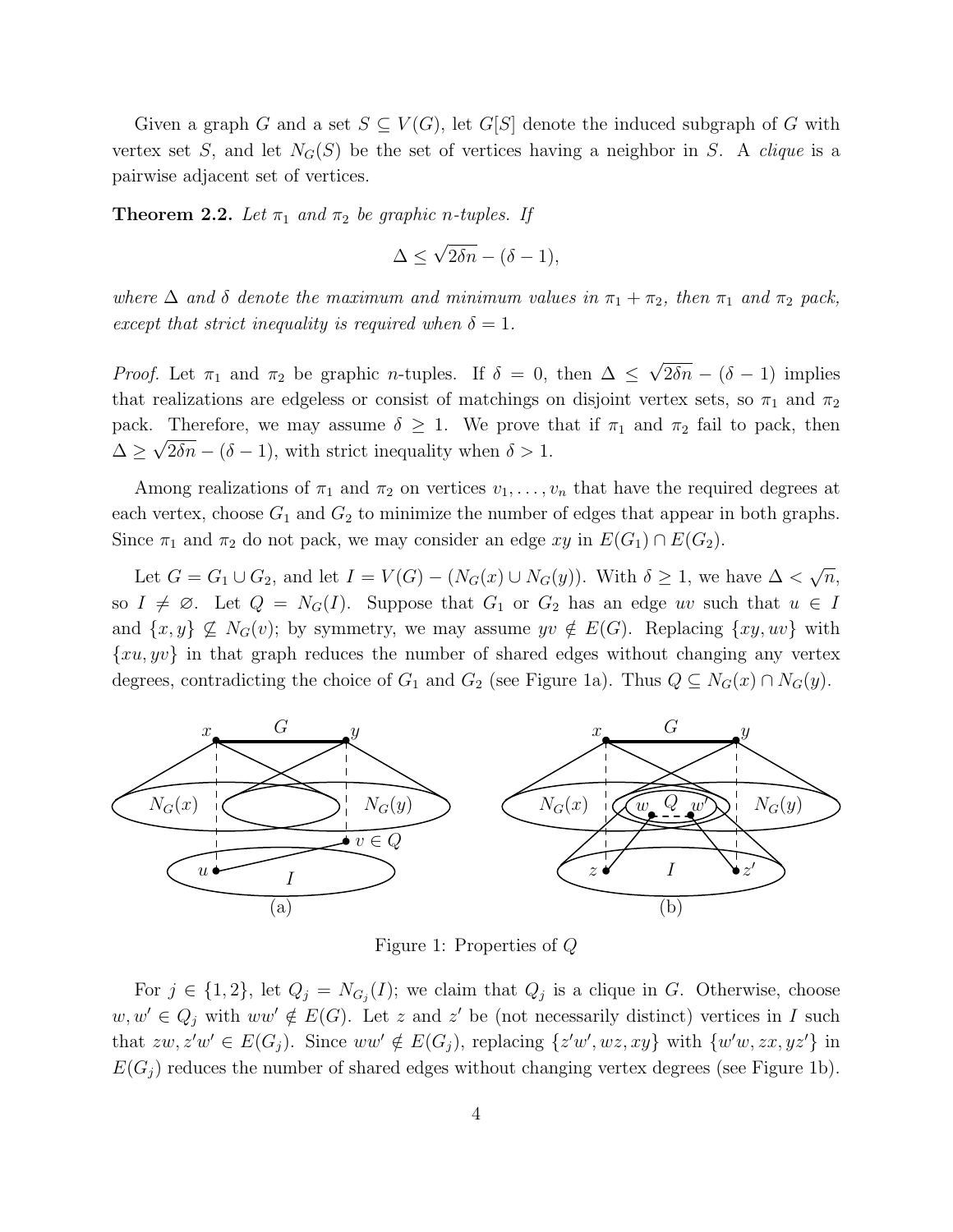Given a graph $G$ and a set $S \subseteq V(G)$, let $G[S]$ denote the induced subgraph of $G$ with vertex set $S$, and let $N_G(S)$ be the set of vertices having a neighbor in $S$. A *clique* is a pairwise adjacent set of vertices.

**Theorem 2.2.** *Let $\pi_1$ and $\pi_2$ be graphic $n$-tuples. If*

$$\Delta \leq \sqrt{2\delta n} - (\delta - 1),$$

*where $\Delta$ and $\delta$ denote the maximum and minimum values in $\pi_1 + \pi_2$, then $\pi_1$ and $\pi_2$ pack, except that strict inequality is required when $\delta = 1$.*

*Proof.* Let $\pi_1$ and $\pi_2$ be graphic $n$-tuples. If $\delta = 0$, then $\Delta \leq \sqrt{2\delta n} - (\delta - 1)$ implies that realizations are edgeless or consist of matchings on disjoint vertex sets, so $\pi_1$ and $\pi_2$ pack. Therefore, we may assume $\delta \geq 1$. We prove that if $\pi_1$ and $\pi_2$ fail to pack, then $\Delta \geq \sqrt{2\delta n} - (\delta - 1)$, with strict inequality when $\delta > 1$.

Among realizations of $\pi_1$ and $\pi_2$ on vertices $v_1, \ldots, v_n$ that have the required degrees at each vertex, choose $G_1$ and $G_2$ to minimize the number of edges that appear in both graphs. Since $\pi_1$ and $\pi_2$ do not pack, we may consider an edge $xy$ in $E(G_1) \cap E(G_2)$.

Let $G = G_1 \cup G_2$, and let $I = V(G) - (N_G(x) \cup N_G(y))$. With $\delta \geq 1$, we have $\Delta < \sqrt{n}$, so $I \neq \varnothing$. Let $Q = N_G(I)$. Suppose that $G_1$ or $G_2$ has an edge $uv$ such that $u \in I$ and $\{x, y\} \not\subseteq N_G(v)$; by symmetry, we may assume $yv \notin E(G)$. Replacing $\{xy, uv\}$ with $\{xu, yv\}$ in that graph reduces the number of shared edges without changing any vertex degrees, contradicting the choice of $G_1$ and $G_2$ (see Figure 1a). Thus $Q \subseteq N_G(x) \cap N_G(y)$.

Figure 1: Properties of $Q$

For $j \in \{1, 2\}$, let $Q_j = N_{G_j}(I)$; we claim that $Q_j$ is a clique in $G$. Otherwise, choose $w, w' \in Q_j$ with $ww' \notin E(G)$. Let $z$ and $z'$ be (not necessarily distinct) vertices in $I$ such that $zw, z'w' \in E(G_j)$. Since $ww' \notin E(G_j)$, replacing $\{z'w', wz, xy\}$ with $\{w'w, zx, yz'\}$ in $E(G_j)$ reduces the number of shared edges without changing vertex degrees (see Figure 1b).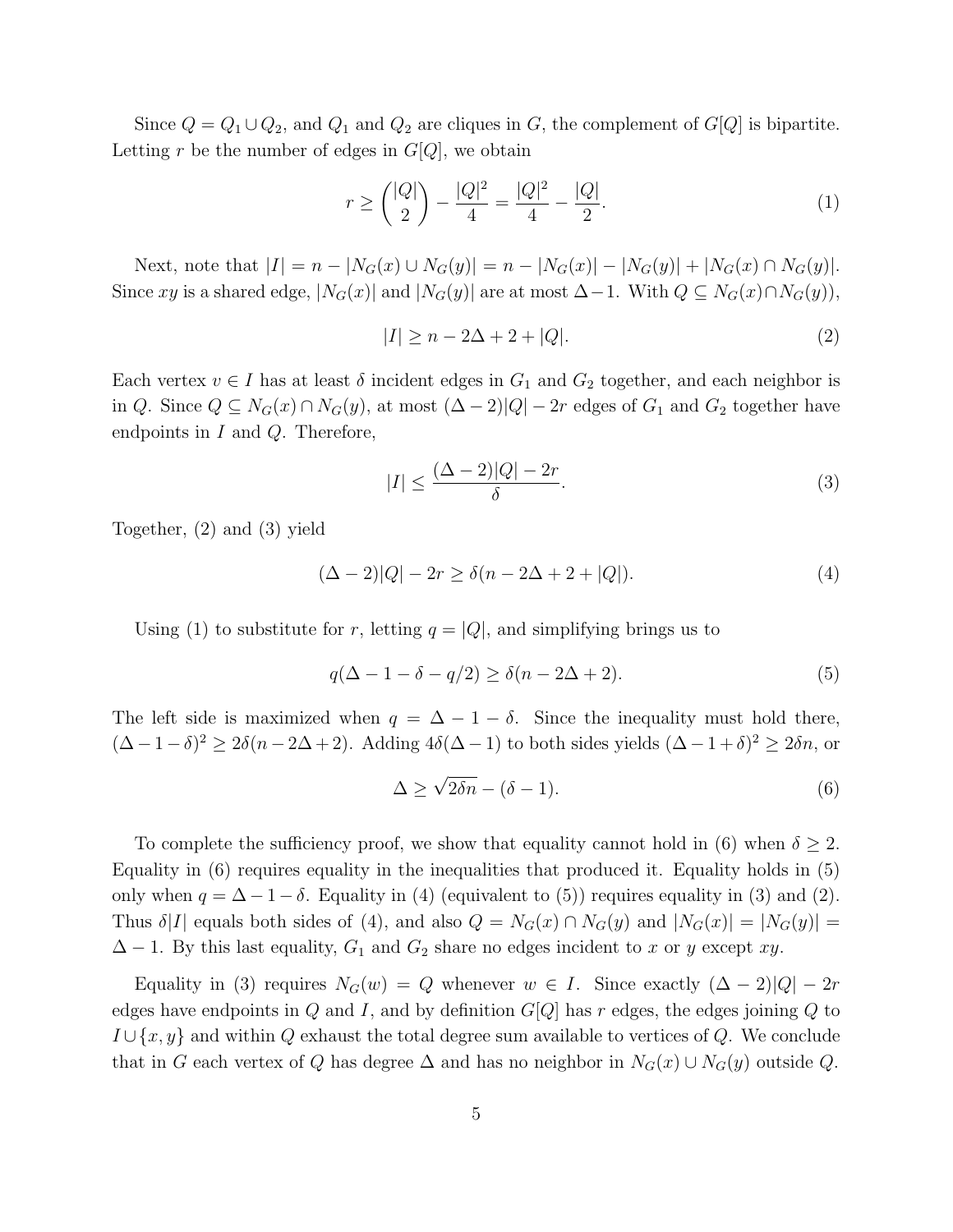Since $Q = Q_1 \cup Q_2$, and $Q_1$ and $Q_2$ are cliques in $G$, the complement of $G[Q]$ is bipartite. Letting $r$ be the number of edges in $G[Q]$, we obtain

$$r \geq \binom{|Q|}{2} - \frac{|Q|^2}{4} = \frac{|Q|^2}{4} - \frac{|Q|}{2}. \tag{1}$$

Next, note that $|I| = n - |N_G(x) \cup N_G(y)| = n - |N_G(x)| - |N_G(y)| + |N_G(x) \cap N_G(y)|$. Since $xy$ is a shared edge, $|N_G(x)|$ and $|N_G(y)|$ are at most $\Delta - 1$. With $Q \subseteq N_G(x) \cap N_G(y))$,

$$|I| \geq n - 2\Delta + 2 + |Q|. \tag{2}$$

Each vertex $v \in I$ has at least $\delta$ incident edges in $G_1$ and $G_2$ together, and each neighbor is in $Q$. Since $Q \subseteq N_G(x) \cap N_G(y)$, at most $(\Delta - 2)|Q| - 2r$ edges of $G_1$ and $G_2$ together have endpoints in $I$ and $Q$. Therefore,

$$|I| \leq \frac{(\Delta - 2)|Q| - 2r}{\delta}. \tag{3}$$

Together, (2) and (3) yield

$$(\Delta - 2)|Q| - 2r \geq \delta(n - 2\Delta + 2 + |Q|). \tag{4}$$

Using (1) to substitute for $r$, letting $q = |Q|$, and simplifying brings us to

$$q(\Delta - 1 - \delta - q/2) \geq \delta(n - 2\Delta + 2). \tag{5}$$

The left side is maximized when $q = \Delta - 1 - \delta$. Since the inequality must hold there, $(\Delta - 1 - \delta)^2 \geq 2\delta(n - 2\Delta + 2)$. Adding $4\delta(\Delta - 1)$ to both sides yields $(\Delta - 1 + \delta)^2 \geq 2\delta n$, or

$$\Delta \geq \sqrt{2\delta n} - (\delta - 1). \tag{6}$$

To complete the sufficiency proof, we show that equality cannot hold in (6) when $\delta \geq 2$. Equality in (6) requires equality in the inequalities that produced it. Equality holds in (5) only when $q = \Delta - 1 - \delta$. Equality in (4) (equivalent to (5)) requires equality in (3) and (2). Thus $\delta|I|$ equals both sides of (4), and also $Q = N_G(x) \cap N_G(y)$ and $|N_G(x)| = |N_G(y)| = \Delta - 1$. By this last equality, $G_1$ and $G_2$ share no edges incident to $x$ or $y$ except $xy$.

Equality in (3) requires $N_G(w) = Q$ whenever $w \in I$. Since exactly $(\Delta - 2)|Q| - 2r$ edges have endpoints in $Q$ and $I$, and by definition $G[Q]$ has $r$ edges, the edges joining $Q$ to $I \cup \{x, y\}$ and within $Q$ exhaust the total degree sum available to vertices of $Q$. We conclude that in $G$ each vertex of $Q$ has degree $\Delta$ and has no neighbor in $N_G(x) \cup N_G(y)$ outside $Q$.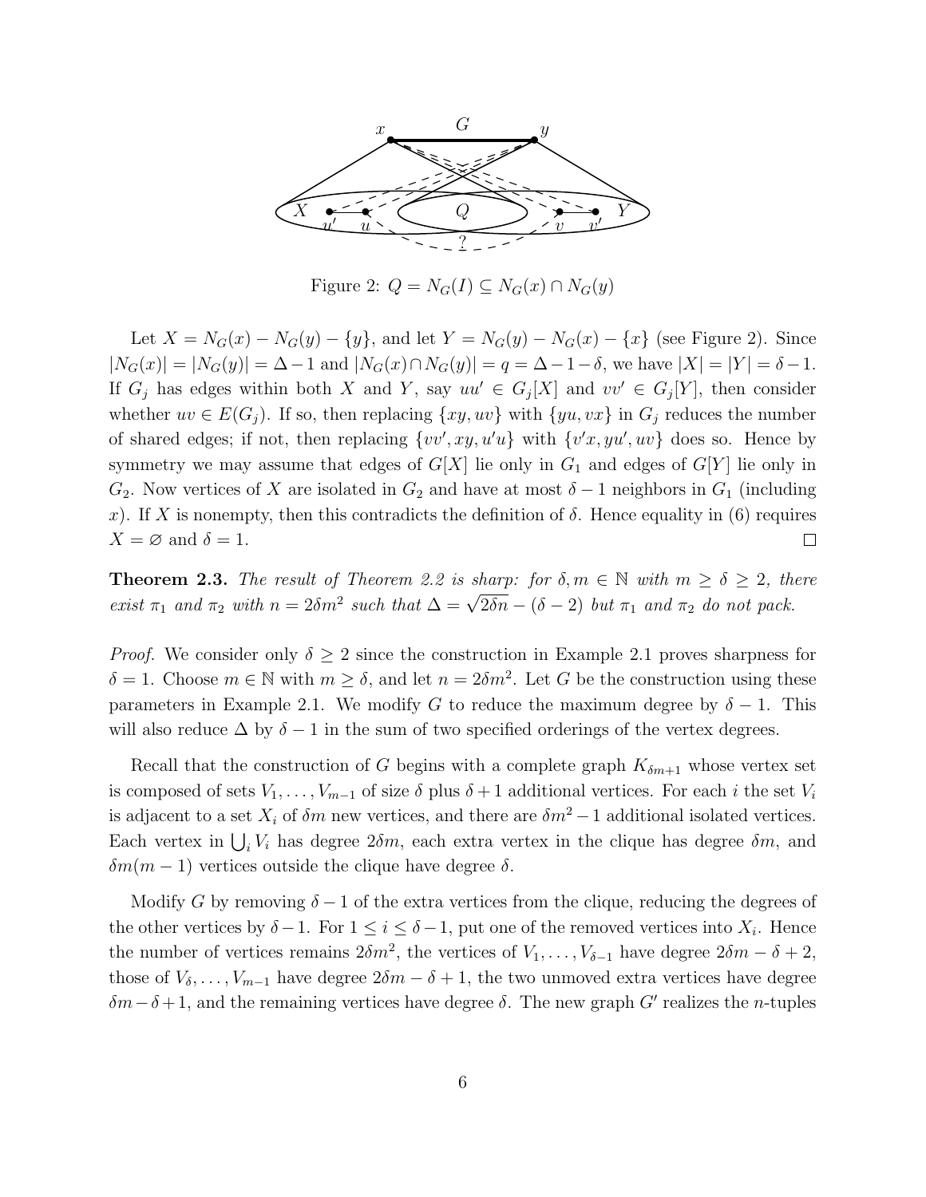Figure 2: $Q = N_G(I) \subseteq N_G(x) \cap N_G(y)$

Let $X = N_G(x) - N_G(y) - \{y\}$, and let $Y = N_G(y) - N_G(x) - \{x\}$ (see Figure 2). Since $|N_G(x)| = |N_G(y)| = \Delta - 1$ and $|N_G(x) \cap N_G(y)| = q = \Delta - 1 - \delta$, we have $|X| = |Y| = \delta - 1$. If $G_j$ has edges within both $X$ and $Y$, say $uu' \in G_j[X]$ and $vv' \in G_j[Y]$, then consider whether $uv \in E(G_j)$. If so, then replacing $\{xy, uv\}$ with $\{yu, vx\}$ in $G_j$ reduces the number of shared edges; if not, then replacing $\{vv', xy, u'u\}$ with $\{v'x, yu', uv\}$ does so. Hence by symmetry we may assume that edges of $G[X]$ lie only in $G_1$ and edges of $G[Y]$ lie only in $G_2$. Now vertices of $X$ are isolated in $G_2$ and have at most $\delta - 1$ neighbors in $G_1$ (including $x$). If $X$ is nonempty, then this contradicts the definition of $\delta$. Hence equality in (6) requires $X = \varnothing$ and $\delta = 1$. □

**Theorem 2.3.** *The result of Theorem 2.2 is sharp: for $\delta, m \in \mathbb{N}$ with $m \geq \delta \geq 2$, there exist $\pi_1$ and $\pi_2$ with $n = 2\delta m^2$ such that $\Delta = \sqrt{2\delta n} - (\delta - 2)$ but $\pi_1$ and $\pi_2$ do not pack.*

*Proof.* We consider only $\delta \geq 2$ since the construction in Example 2.1 proves sharpness for $\delta = 1$. Choose $m \in \mathbb{N}$ with $m \geq \delta$, and let $n = 2\delta m^2$. Let $G$ be the construction using these parameters in Example 2.1. We modify $G$ to reduce the maximum degree by $\delta - 1$. This will also reduce $\Delta$ by $\delta - 1$ in the sum of two specified orderings of the vertex degrees.

Recall that the construction of $G$ begins with a complete graph $K_{\delta m+1}$ whose vertex set is composed of sets $V_1, \ldots, V_{m-1}$ of size $\delta$ plus $\delta + 1$ additional vertices. For each $i$ the set $V_i$ is adjacent to a set $X_i$ of $\delta m$ new vertices, and there are $\delta m^2 - 1$ additional isolated vertices. Each vertex in $\bigcup_i V_i$ has degree $2\delta m$, each extra vertex in the clique has degree $\delta m$, and $\delta m(m-1)$ vertices outside the clique have degree $\delta$.

Modify $G$ by removing $\delta - 1$ of the extra vertices from the clique, reducing the degrees of the other vertices by $\delta - 1$. For $1 \leq i \leq \delta - 1$, put one of the removed vertices into $X_i$. Hence the number of vertices remains $2\delta m^2$, the vertices of $V_1, \ldots, V_{\delta-1}$ have degree $2\delta m - \delta + 2$, those of $V_\delta, \ldots, V_{m-1}$ have degree $2\delta m - \delta + 1$, the two unmoved extra vertices have degree $\delta m - \delta + 1$, and the remaining vertices have degree $\delta$. The new graph $G'$ realizes the $n$-tuples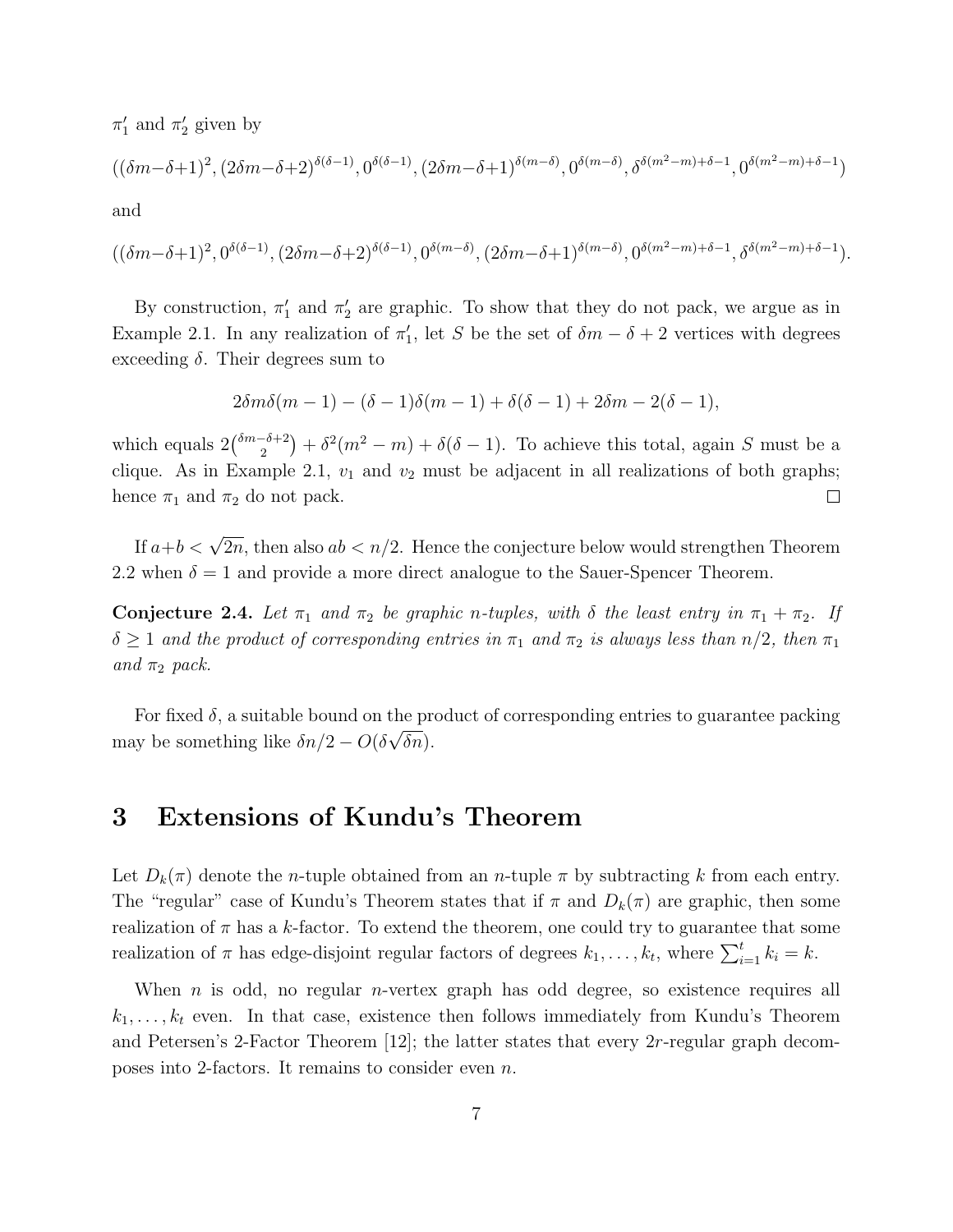$\pi_1'$ and $\pi_2'$ given by

$$((\delta m-\delta+1)^2, (2\delta m-\delta+2)^{\delta(\delta-1)}, 0^{\delta(\delta-1)}, (2\delta m-\delta+1)^{\delta(m-\delta)}, 0^{\delta(m-\delta)}, \delta^{\delta(m^2-m)+\delta-1}, 0^{\delta(m^2-m)+\delta-1})$$

and

$$((\delta m-\delta+1)^2, 0^{\delta(\delta-1)}, (2\delta m-\delta+2)^{\delta(\delta-1)}, 0^{\delta(m-\delta)}, (2\delta m-\delta+1)^{\delta(m-\delta)}, 0^{\delta(m^2-m)+\delta-1}, \delta^{\delta(m^2-m)+\delta-1}).$$

By construction, $\pi_1'$ and $\pi_2'$ are graphic. To show that they do not pack, we argue as in Example 2.1. In any realization of $\pi_1'$, let $S$ be the set of $\delta m - \delta + 2$ vertices with degrees exceeding $\delta$. Their degrees sum to

$$2\delta m\delta(m-1) - (\delta-1)\delta(m-1) + \delta(\delta-1) + 2\delta m - 2(\delta-1),$$

which equals $2\binom{\delta m-\delta+2}{2} + \delta^2(m^2-m) + \delta(\delta-1)$. To achieve this total, again $S$ must be a clique. As in Example 2.1, $v_1$ and $v_2$ must be adjacent in all realizations of both graphs; hence $\pi_1$ and $\pi_2$ do not pack. □

If $a+b < \sqrt{2n}$, then also $ab < n/2$. Hence the conjecture below would strengthen Theorem 2.2 when $\delta = 1$ and provide a more direct analogue to the Sauer-Spencer Theorem.

**Conjecture 2.4.** *Let $\pi_1$ and $\pi_2$ be graphic $n$-tuples, with $\delta$ the least entry in $\pi_1 + \pi_2$. If $\delta \geq 1$ and the product of corresponding entries in $\pi_1$ and $\pi_2$ is always less than $n/2$, then $\pi_1$ and $\pi_2$ pack.*

For fixed $\delta$, a suitable bound on the product of corresponding entries to guarantee packing may be something like $\delta n/2 - O(\delta\sqrt{\delta n})$.

# 3 Extensions of Kundu's Theorem

Let $D_k(\pi)$ denote the $n$-tuple obtained from an $n$-tuple $\pi$ by subtracting $k$ from each entry. The "regular" case of Kundu's Theorem states that if $\pi$ and $D_k(\pi)$ are graphic, then some realization of $\pi$ has a $k$-factor. To extend the theorem, one could try to guarantee that some realization of $\pi$ has edge-disjoint regular factors of degrees $k_1, \ldots, k_t$, where $\sum_{i=1}^{t} k_i = k$.

When $n$ is odd, no regular $n$-vertex graph has odd degree, so existence requires all $k_1, \ldots, k_t$ even. In that case, existence then follows immediately from Kundu's Theorem and Petersen's 2-Factor Theorem [12]; the latter states that every $2r$-regular graph decomposes into 2-factors. It remains to consider even $n$.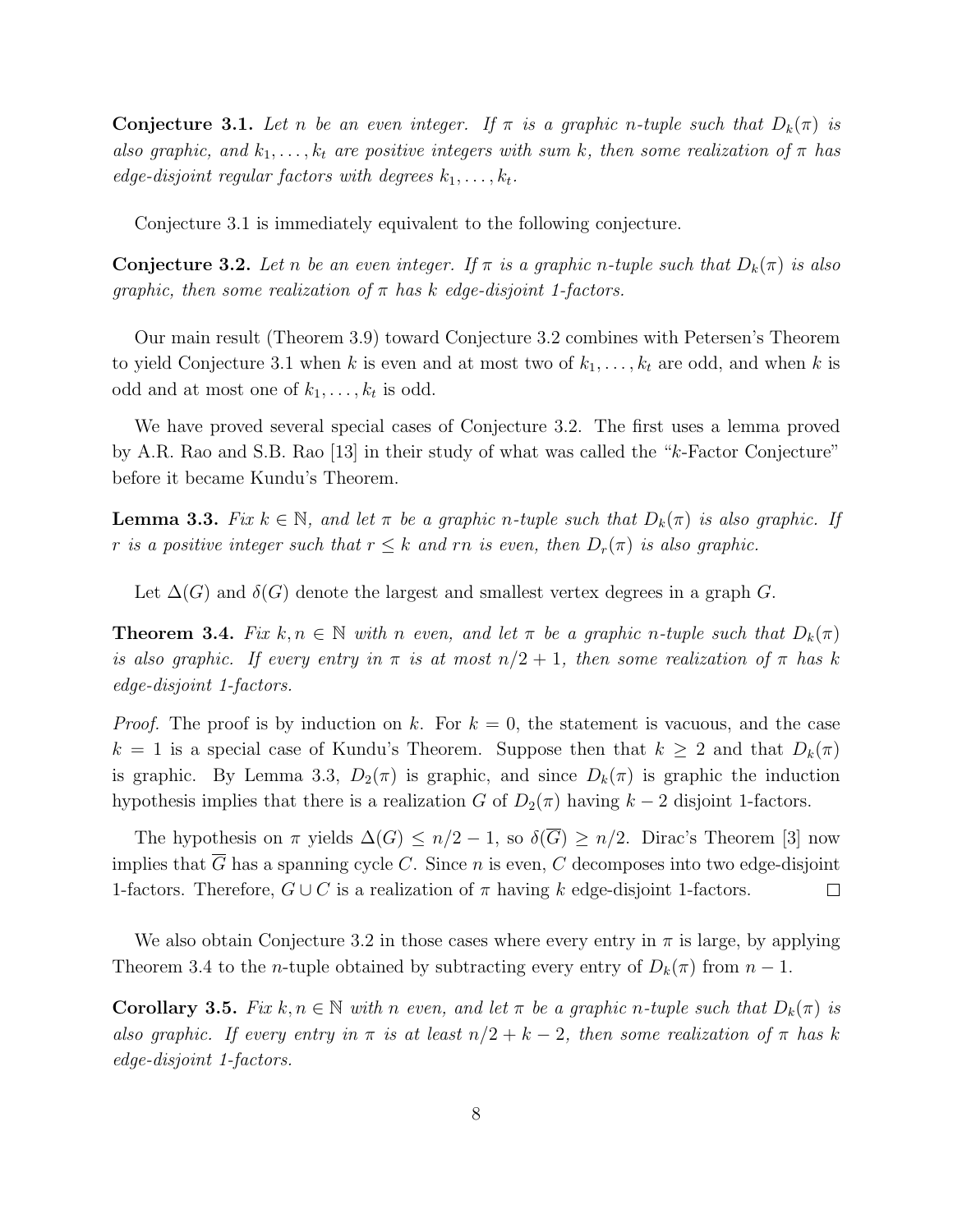**Conjecture 3.1.** *Let $n$ be an even integer. If $\pi$ is a graphic $n$-tuple such that $D_k(\pi)$ is also graphic, and $k_1, \ldots, k_t$ are positive integers with sum $k$, then some realization of $\pi$ has edge-disjoint regular factors with degrees $k_1, \ldots, k_t$.*

Conjecture 3.1 is immediately equivalent to the following conjecture.

**Conjecture 3.2.** *Let $n$ be an even integer. If $\pi$ is a graphic $n$-tuple such that $D_k(\pi)$ is also graphic, then some realization of $\pi$ has $k$ edge-disjoint 1-factors.*

Our main result (Theorem 3.9) toward Conjecture 3.2 combines with Petersen's Theorem to yield Conjecture 3.1 when $k$ is even and at most two of $k_1, \ldots, k_t$ are odd, and when $k$ is odd and at most one of $k_1, \ldots, k_t$ is odd.

We have proved several special cases of Conjecture 3.2. The first uses a lemma proved by A.R. Rao and S.B. Rao [13] in their study of what was called the "$k$-Factor Conjecture" before it became Kundu's Theorem.

**Lemma 3.3.** *Fix $k \in \mathbb{N}$, and let $\pi$ be a graphic $n$-tuple such that $D_k(\pi)$ is also graphic. If $r$ is a positive integer such that $r \leq k$ and $rn$ is even, then $D_r(\pi)$ is also graphic.*

Let $\Delta(G)$ and $\delta(G)$ denote the largest and smallest vertex degrees in a graph $G$.

**Theorem 3.4.** *Fix $k, n \in \mathbb{N}$ with $n$ even, and let $\pi$ be a graphic $n$-tuple such that $D_k(\pi)$ is also graphic. If every entry in $\pi$ is at most $n/2 + 1$, then some realization of $\pi$ has $k$ edge-disjoint 1-factors.*

*Proof.* The proof is by induction on $k$. For $k = 0$, the statement is vacuous, and the case $k = 1$ is a special case of Kundu's Theorem. Suppose then that $k \geq 2$ and that $D_k(\pi)$ is graphic. By Lemma 3.3, $D_2(\pi)$ is graphic, and since $D_k(\pi)$ is graphic the induction hypothesis implies that there is a realization $G$ of $D_2(\pi)$ having $k - 2$ disjoint 1-factors.

The hypothesis on $\pi$ yields $\Delta(G) \leq n/2 - 1$, so $\delta(\overline{G}) \geq n/2$. Dirac's Theorem [3] now implies that $\overline{G}$ has a spanning cycle $C$. Since $n$ is even, $C$ decomposes into two edge-disjoint 1-factors. Therefore, $G \cup C$ is a realization of $\pi$ having $k$ edge-disjoint 1-factors. $\square$

We also obtain Conjecture 3.2 in those cases where every entry in $\pi$ is large, by applying Theorem 3.4 to the $n$-tuple obtained by subtracting every entry of $D_k(\pi)$ from $n - 1$.

**Corollary 3.5.** *Fix $k, n \in \mathbb{N}$ with $n$ even, and let $\pi$ be a graphic $n$-tuple such that $D_k(\pi)$ is also graphic. If every entry in $\pi$ is at least $n/2 + k - 2$, then some realization of $\pi$ has $k$ edge-disjoint 1-factors.*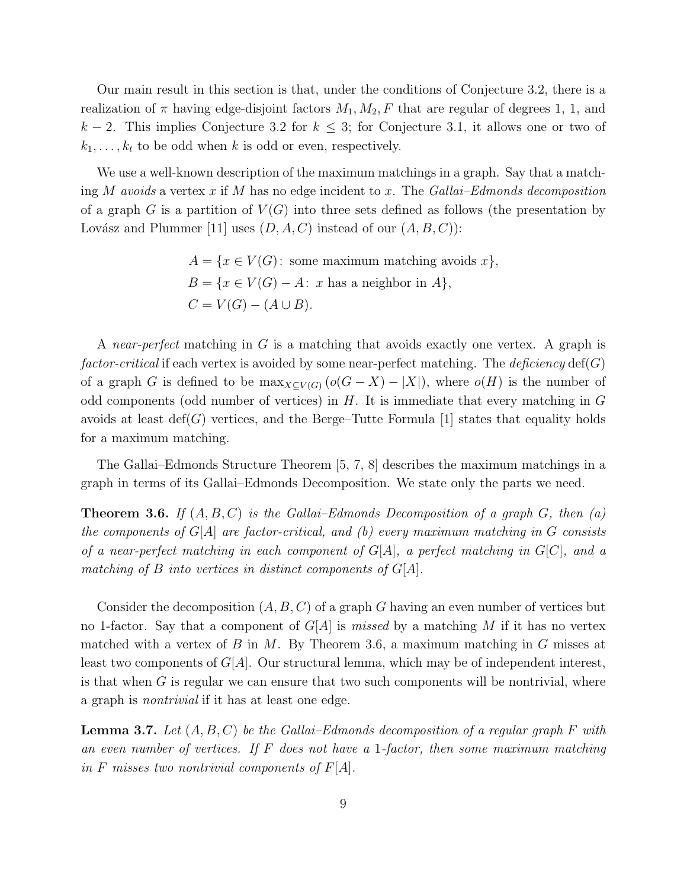Our main result in this section is that, under the conditions of Conjecture 3.2, there is a realization of $\pi$ having edge-disjoint factors $M_1, M_2, F$ that are regular of degrees 1, 1, and $k-2$. This implies Conjecture 3.2 for $k \le 3$; for Conjecture 3.1, it allows one or two of $k_1, \ldots, k_t$ to be odd when $k$ is odd or even, respectively.

We use a well-known description of the maximum matchings in a graph. Say that a matching $M$ *avoids* a vertex $x$ if $M$ has no edge incident to $x$. The *Gallai–Edmonds decomposition* of a graph $G$ is a partition of $V(G)$ into three sets defined as follows (the presentation by Lovász and Plummer [11] uses $(D, A, C)$ instead of our $(A, B, C)$):

$$
\begin{aligned}
A &= \{x \in V(G)\colon \text{ some maximum matching avoids } x\},\\
B &= \{x \in V(G) - A\colon\ x \text{ has a neighbor in } A\},\\
C &= V(G) - (A \cup B).
\end{aligned}
$$

A *near-perfect* matching in $G$ is a matching that avoids exactly one vertex. A graph is *factor-critical* if each vertex is avoided by some near-perfect matching. The *deficiency* $\operatorname{def}(G)$ of a graph $G$ is defined to be $\max_{X \subseteq V(G)} (o(G - X) - |X|)$, where $o(H)$ is the number of odd components (odd number of vertices) in $H$. It is immediate that every matching in $G$ avoids at least $\operatorname{def}(G)$ vertices, and the Berge–Tutte Formula [1] states that equality holds for a maximum matching.

The Gallai–Edmonds Structure Theorem [5, 7, 8] describes the maximum matchings in a graph in terms of its Gallai–Edmonds Decomposition. We state only the parts we need.

**Theorem 3.6.** *If $(A, B, C)$ is the Gallai–Edmonds Decomposition of a graph $G$, then (a) the components of $G[A]$ are factor-critical, and (b) every maximum matching in $G$ consists of a near-perfect matching in each component of $G[A]$, a perfect matching in $G[C]$, and a matching of $B$ into vertices in distinct components of $G[A]$.*

Consider the decomposition $(A, B, C)$ of a graph $G$ having an even number of vertices but no 1-factor. Say that a component of $G[A]$ is *missed* by a matching $M$ if it has no vertex matched with a vertex of $B$ in $M$. By Theorem 3.6, a maximum matching in $G$ misses at least two components of $G[A]$. Our structural lemma, which may be of independent interest, is that when $G$ is regular we can ensure that two such components will be nontrivial, where a graph is *nontrivial* if it has at least one edge.

**Lemma 3.7.** *Let $(A, B, C)$ be the Gallai–Edmonds decomposition of a regular graph $F$ with an even number of vertices. If $F$ does not have a 1-factor, then some maximum matching in $F$ misses two nontrivial components of $F[A]$.*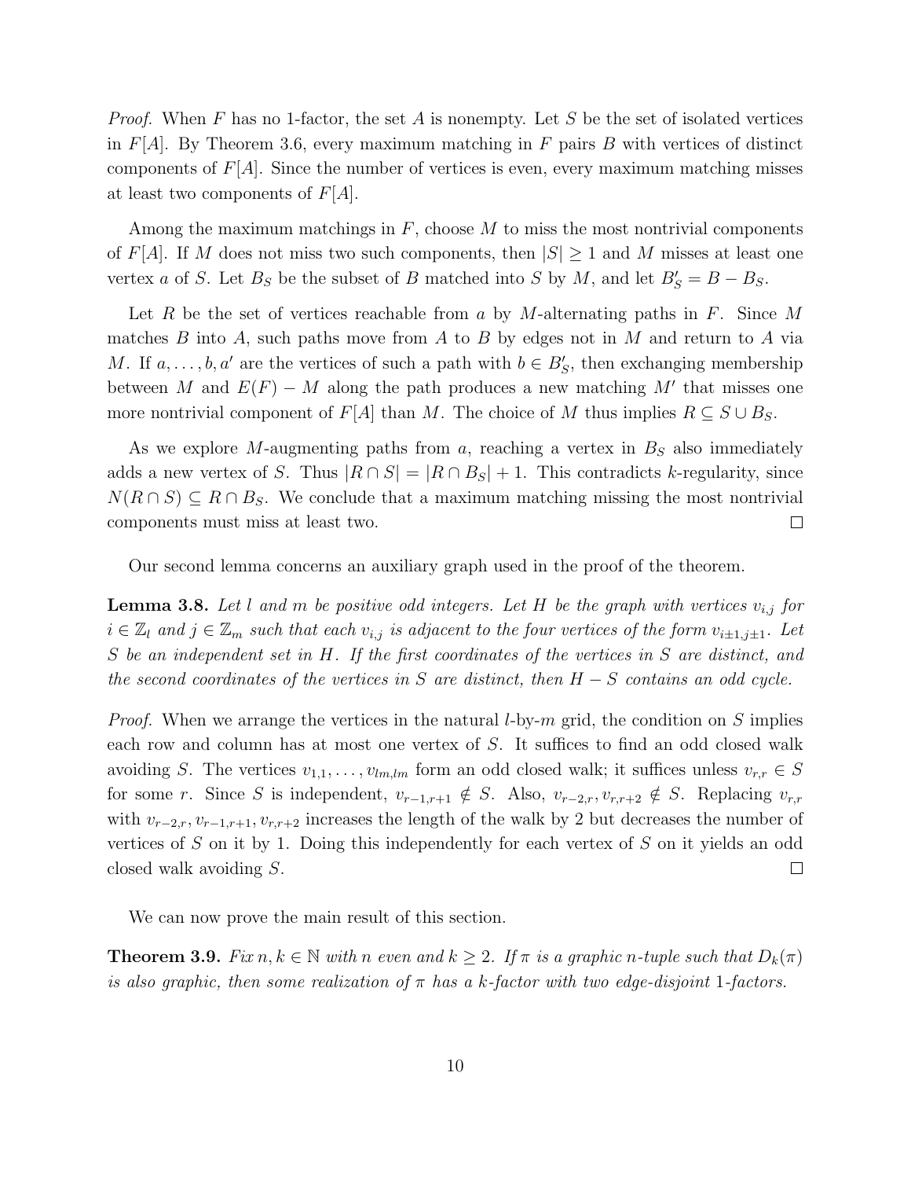*Proof.* When $F$ has no 1-factor, the set $A$ is nonempty. Let $S$ be the set of isolated vertices in $F[A]$. By Theorem 3.6, every maximum matching in $F$ pairs $B$ with vertices of distinct components of $F[A]$. Since the number of vertices is even, every maximum matching misses at least two components of $F[A]$.

Among the maximum matchings in $F$, choose $M$ to miss the most nontrivial components of $F[A]$. If $M$ does not miss two such components, then $|S| \geq 1$ and $M$ misses at least one vertex $a$ of $S$. Let $B_S$ be the subset of $B$ matched into $S$ by $M$, and let $B'_S = B - B_S$.

Let $R$ be the set of vertices reachable from $a$ by $M$-alternating paths in $F$. Since $M$ matches $B$ into $A$, such paths move from $A$ to $B$ by edges not in $M$ and return to $A$ via $M$. If $a, \ldots, b, a'$ are the vertices of such a path with $b \in B'_S$, then exchanging membership between $M$ and $E(F) - M$ along the path produces a new matching $M'$ that misses one more nontrivial component of $F[A]$ than $M$. The choice of $M$ thus implies $R \subseteq S \cup B_S$.

As we explore $M$-augmenting paths from $a$, reaching a vertex in $B_S$ also immediately adds a new vertex of $S$. Thus $|R \cap S| = |R \cap B_S| + 1$. This contradicts $k$-regularity, since $N(R \cap S) \subseteq R \cap B_S$. We conclude that a maximum matching missing the most nontrivial components must miss at least two. $\square$

Our second lemma concerns an auxiliary graph used in the proof of the theorem.

**Lemma 3.8.** *Let $l$ and $m$ be positive odd integers. Let $H$ be the graph with vertices $v_{i,j}$ for $i \in \mathbb{Z}_l$ and $j \in \mathbb{Z}_m$ such that each $v_{i,j}$ is adjacent to the four vertices of the form $v_{i\pm1,j\pm1}$. Let $S$ be an independent set in $H$. If the first coordinates of the vertices in $S$ are distinct, and the second coordinates of the vertices in $S$ are distinct, then $H - S$ contains an odd cycle.*

*Proof.* When we arrange the vertices in the natural $l$-by-$m$ grid, the condition on $S$ implies each row and column has at most one vertex of $S$. It suffices to find an odd closed walk avoiding $S$. The vertices $v_{1,1}, \ldots, v_{lm,lm}$ form an odd closed walk; it suffices unless $v_{r,r} \in S$ for some $r$. Since $S$ is independent, $v_{r-1,r+1} \notin S$. Also, $v_{r-2,r}, v_{r,r+2} \notin S$. Replacing $v_{r,r}$ with $v_{r-2,r}, v_{r-1,r+1}, v_{r,r+2}$ increases the length of the walk by 2 but decreases the number of vertices of $S$ on it by 1. Doing this independently for each vertex of $S$ on it yields an odd closed walk avoiding $S$. $\square$

We can now prove the main result of this section.

**Theorem 3.9.** *Fix $n, k \in \mathbb{N}$ with $n$ even and $k \geq 2$. If $\pi$ is a graphic $n$-tuple such that $D_k(\pi)$ is also graphic, then some realization of $\pi$ has a $k$-factor with two edge-disjoint 1-factors.*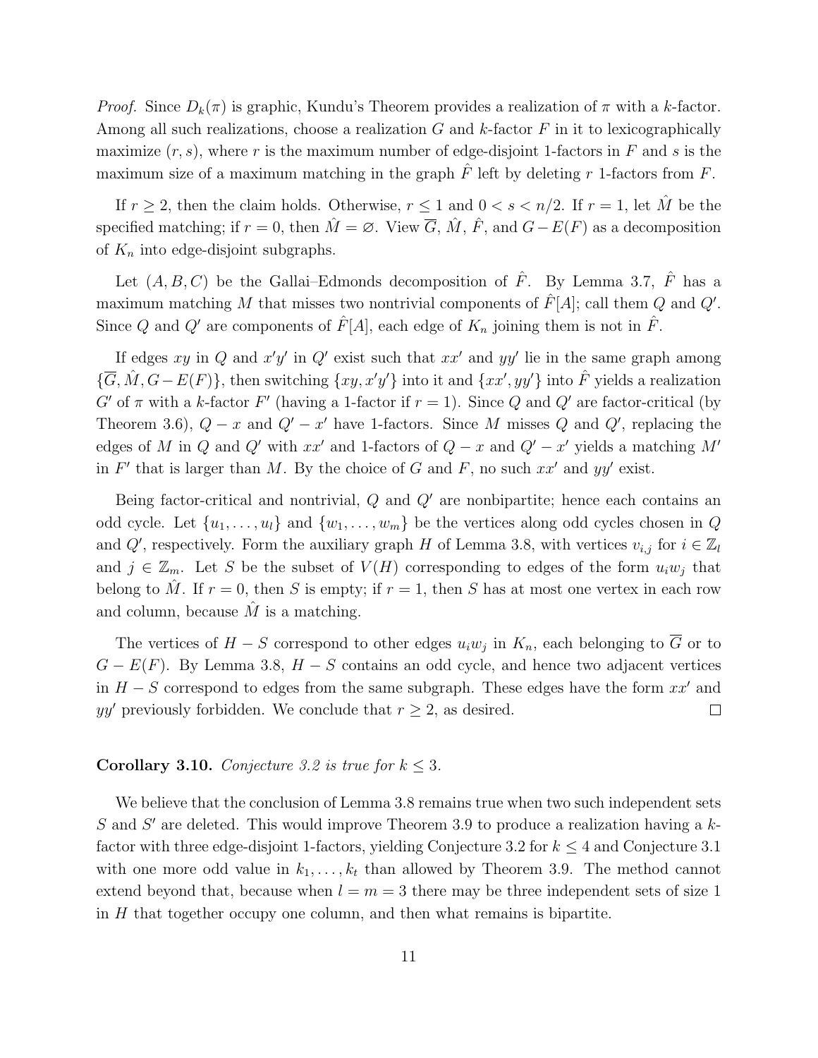*Proof.* Since $D_k(\pi)$ is graphic, Kundu's Theorem provides a realization of $\pi$ with a $k$-factor. Among all such realizations, choose a realization $G$ and $k$-factor $F$ in it to lexicographically maximize $(r, s)$, where $r$ is the maximum number of edge-disjoint 1-factors in $F$ and $s$ is the maximum size of a maximum matching in the graph $\hat{F}$ left by deleting $r$ 1-factors from $F$.

If $r \geq 2$, then the claim holds. Otherwise, $r \leq 1$ and $0 < s < n/2$. If $r = 1$, let $\hat{M}$ be the specified matching; if $r = 0$, then $\hat{M} = \varnothing$. View $\overline{G}$, $\hat{M}$, $\hat{F}$, and $G - E(F)$ as a decomposition of $K_n$ into edge-disjoint subgraphs.

Let $(A, B, C)$ be the Gallai–Edmonds decomposition of $\hat{F}$. By Lemma 3.7, $\hat{F}$ has a maximum matching $M$ that misses two nontrivial components of $\hat{F}[A]$; call them $Q$ and $Q'$. Since $Q$ and $Q'$ are components of $\hat{F}[A]$, each edge of $K_n$ joining them is not in $\hat{F}$.

If edges $xy$ in $Q$ and $x'y'$ in $Q'$ exist such that $xx'$ and $yy'$ lie in the same graph among $\{\overline{G}, \hat{M}, G - E(F)\}$, then switching $\{xy, x'y'\}$ into it and $\{xx', yy'\}$ into $\hat{F}$ yields a realization $G'$ of $\pi$ with a $k$-factor $F'$ (having a 1-factor if $r = 1$). Since $Q$ and $Q'$ are factor-critical (by Theorem 3.6), $Q - x$ and $Q' - x'$ have 1-factors. Since $M$ misses $Q$ and $Q'$, replacing the edges of $M$ in $Q$ and $Q'$ with $xx'$ and 1-factors of $Q - x$ and $Q' - x'$ yields a matching $M'$ in $F'$ that is larger than $M$. By the choice of $G$ and $F$, no such $xx'$ and $yy'$ exist.

Being factor-critical and nontrivial, $Q$ and $Q'$ are nonbipartite; hence each contains an odd cycle. Let $\{u_1, \ldots, u_l\}$ and $\{w_1, \ldots, w_m\}$ be the vertices along odd cycles chosen in $Q$ and $Q'$, respectively. Form the auxiliary graph $H$ of Lemma 3.8, with vertices $v_{i,j}$ for $i \in \mathbb{Z}_l$ and $j \in \mathbb{Z}_m$. Let $S$ be the subset of $V(H)$ corresponding to edges of the form $u_i w_j$ that belong to $\hat{M}$. If $r = 0$, then $S$ is empty; if $r = 1$, then $S$ has at most one vertex in each row and column, because $\hat{M}$ is a matching.

The vertices of $H - S$ correspond to other edges $u_i w_j$ in $K_n$, each belonging to $\overline{G}$ or to $G - E(F)$. By Lemma 3.8, $H - S$ contains an odd cycle, and hence two adjacent vertices in $H - S$ correspond to edges from the same subgraph. These edges have the form $xx'$ and $yy'$ previously forbidden. We conclude that $r \geq 2$, as desired. $\square$

**Corollary 3.10.** *Conjecture 3.2 is true for $k \leq 3$.*

We believe that the conclusion of Lemma 3.8 remains true when two such independent sets $S$ and $S'$ are deleted. This would improve Theorem 3.9 to produce a realization having a $k$-factor with three edge-disjoint 1-factors, yielding Conjecture 3.2 for $k \leq 4$ and Conjecture 3.1 with one more odd value in $k_1, \ldots, k_t$ than allowed by Theorem 3.9. The method cannot extend beyond that, because when $l = m = 3$ there may be three independent sets of size 1 in $H$ that together occupy one column, and then what remains is bipartite.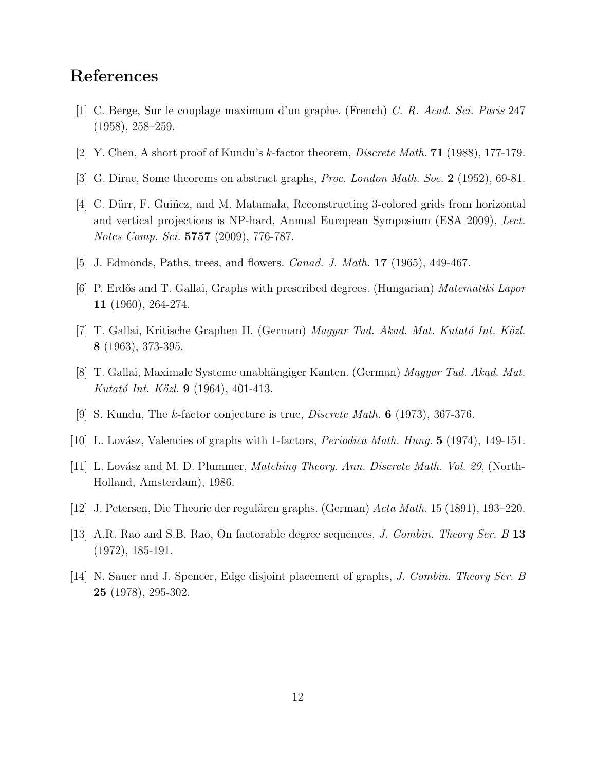## References

[1] C. Berge, Sur le couplage maximum d'un graphe. (French) *C. R. Acad. Sci. Paris* 247 (1958), 258–259.

[2] Y. Chen, A short proof of Kundu's $k$-factor theorem, *Discrete Math.* **71** (1988), 177-179.

[3] G. Dirac, Some theorems on abstract graphs, *Proc. London Math. Soc.* **2** (1952), 69-81.

[4] C. Dürr, F. Guiñez, and M. Matamala, Reconstructing 3-colored grids from horizontal and vertical projections is NP-hard, Annual European Symposium (ESA 2009), *Lect. Notes Comp. Sci.* **5757** (2009), 776-787.

[5] J. Edmonds, Paths, trees, and flowers. *Canad. J. Math.* **17** (1965), 449-467.

[6] P. Erdős and T. Gallai, Graphs with prescribed degrees. (Hungarian) *Matematiki Lapor* **11** (1960), 264-274.

[7] T. Gallai, Kritische Graphen II. (German) *Magyar Tud. Akad. Mat. Kutató Int. Közl.* **8** (1963), 373-395.

[8] T. Gallai, Maximale Systeme unabhängiger Kanten. (German) *Magyar Tud. Akad. Mat. Kutató Int. Közl.* **9** (1964), 401-413.

[9] S. Kundu, The $k$-factor conjecture is true, *Discrete Math.* **6** (1973), 367-376.

[10] L. Lovász, Valencies of graphs with 1-factors, *Periodica Math. Hung.* **5** (1974), 149-151.

[11] L. Lovász and M. D. Plummer, *Matching Theory. Ann. Discrete Math. Vol. 29*, (North-Holland, Amsterdam), 1986.

[12] J. Petersen, Die Theorie der regulären graphs. (German) *Acta Math.* 15 (1891), 193–220.

[13] A.R. Rao and S.B. Rao, On factorable degree sequences, *J. Combin. Theory Ser. B* **13** (1972), 185-191.

[14] N. Sauer and J. Spencer, Edge disjoint placement of graphs, *J. Combin. Theory Ser. B* **25** (1978), 295-302.